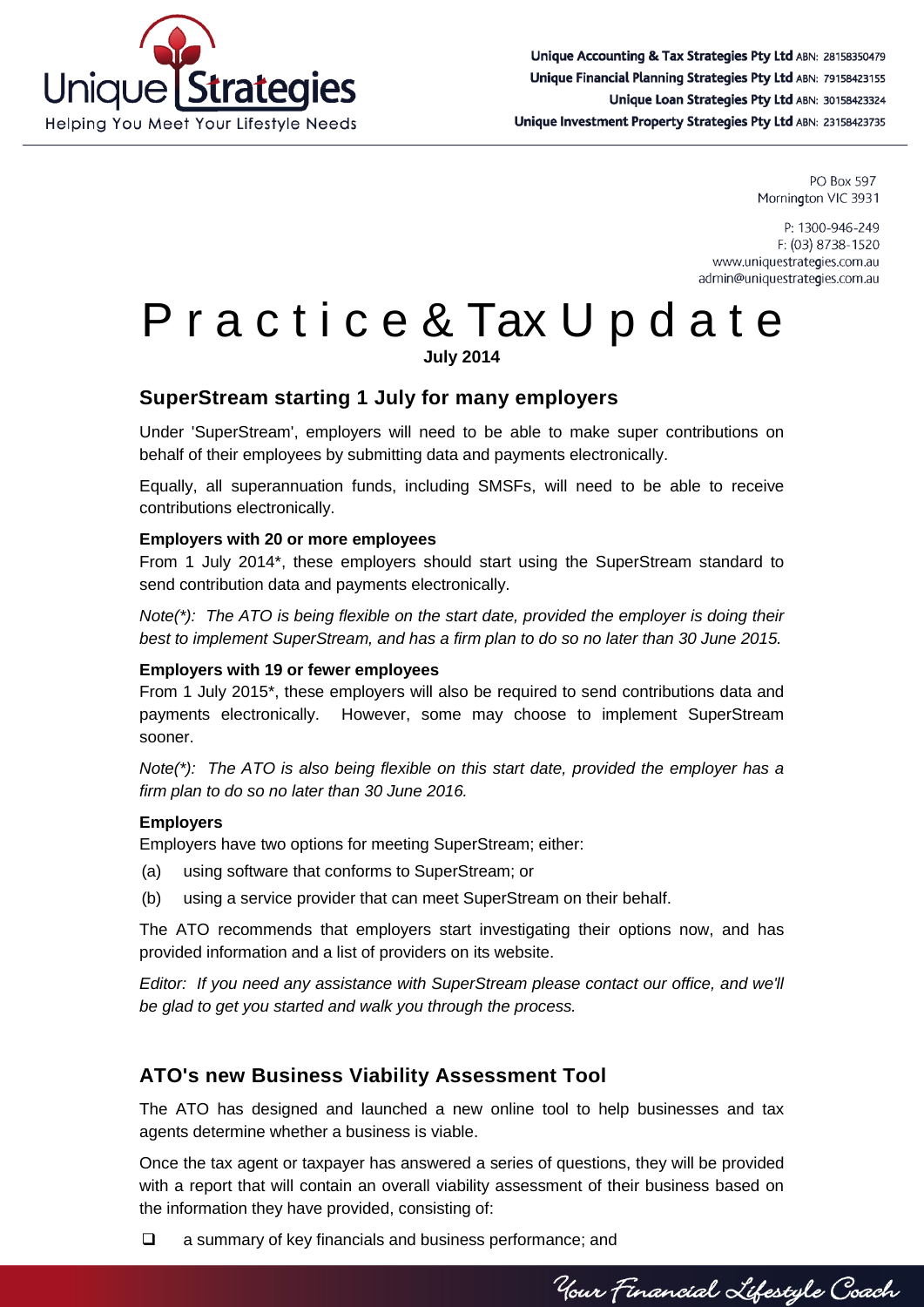Unique Accounting & Tax Strategies Pty Ltd ABN: 28158350479
Unique Financial Planning Strategies Pty Ltd ABN: 79158423155
Unique Loan Strategies Pty Ltd ABN: 30158423324
Unique Investment Property Strategies Pty Ltd ABN: 23158423735

PO Box 597
Mornington VIC 3931

P: 1300-946-249
F: (03) 8738-1520
www.uniquestrategies.com.au
admin@uniquestrategies.com.au

# Practice & Tax Update

**July 2014**

## SuperStream starting 1 July for many employers

Under 'SuperStream', employers will need to be able to make super contributions on behalf of their employees by submitting data and payments electronically.

Equally, all superannuation funds, including SMSFs, will need to be able to receive contributions electronically.

**Employers with 20 or more employees**
From 1 July 2014*, these employers should start using the SuperStream standard to send contribution data and payments electronically.

*Note(*): The ATO is being flexible on the start date, provided the employer is doing their best to implement SuperStream, and has a firm plan to do so no later than 30 June 2015.*

**Employers with 19 or fewer employees**
From 1 July 2015*, these employers will also be required to send contributions data and payments electronically. However, some may choose to implement SuperStream sooner.

*Note(*): The ATO is also being flexible on this start date, provided the employer has a firm plan to do so no later than 30 June 2016.*

**Employers**
Employers have two options for meeting SuperStream; either:

(a) using software that conforms to SuperStream; or

(b) using a service provider that can meet SuperStream on their behalf.

The ATO recommends that employers start investigating their options now, and has provided information and a list of providers on its website.

*Editor: If you need any assistance with SuperStream please contact our office, and we'll be glad to get you started and walk you through the process.*

## ATO's new Business Viability Assessment Tool

The ATO has designed and launched a new online tool to help businesses and tax agents determine whether a business is viable.

Once the tax agent or taxpayer has answered a series of questions, they will be provided with a report that will contain an overall viability assessment of their business based on the information they have provided, consisting of:

- a summary of key financials and business performance; and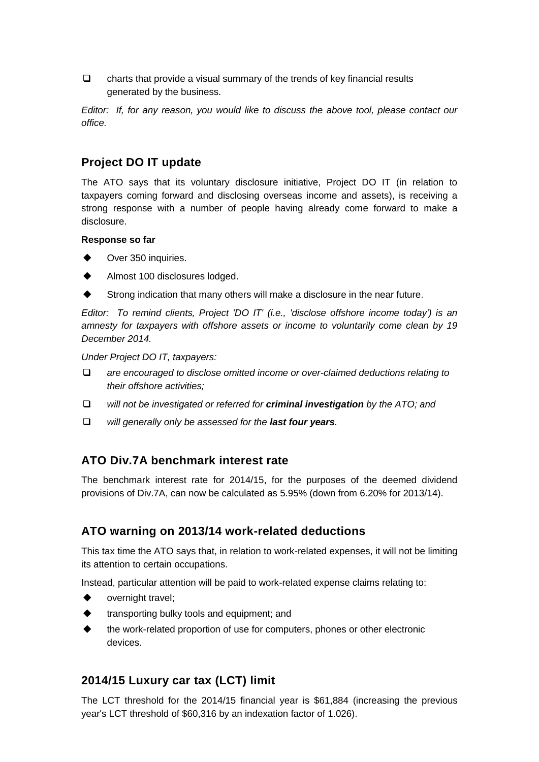- charts that provide a visual summary of the trends of key financial results generated by the business.

*Editor: If, for any reason, you would like to discuss the above tool, please contact our office.*

## Project DO IT update

The ATO says that its voluntary disclosure initiative, Project DO IT (in relation to taxpayers coming forward and disclosing overseas income and assets), is receiving a strong response with a number of people having already come forward to make a disclosure.

**Response so far**

- Over 350 inquiries.
- Almost 100 disclosures lodged.
- Strong indication that many others will make a disclosure in the near future.

*Editor: To remind clients, Project 'DO IT' (i.e., 'disclose offshore income today') is an amnesty for taxpayers with offshore assets or income to voluntarily come clean by 19 December 2014.*

*Under Project DO IT, taxpayers:*

- *are encouraged to disclose omitted income or over-claimed deductions relating to their offshore activities;*
- *will not be investigated or referred for **criminal investigation** by the ATO; and*
- *will generally only be assessed for the **last four years**.*

## ATO Div.7A benchmark interest rate

The benchmark interest rate for 2014/15, for the purposes of the deemed dividend provisions of Div.7A, can now be calculated as 5.95% (down from 6.20% for 2013/14).

## ATO warning on 2013/14 work-related deductions

This tax time the ATO says that, in relation to work-related expenses, it will not be limiting its attention to certain occupations.

Instead, particular attention will be paid to work-related expense claims relating to:

- overnight travel;
- transporting bulky tools and equipment; and
- the work-related proportion of use for computers, phones or other electronic devices.

## 2014/15 Luxury car tax (LCT) limit

The LCT threshold for the 2014/15 financial year is $61,884 (increasing the previous year's LCT threshold of $60,316 by an indexation factor of 1.026).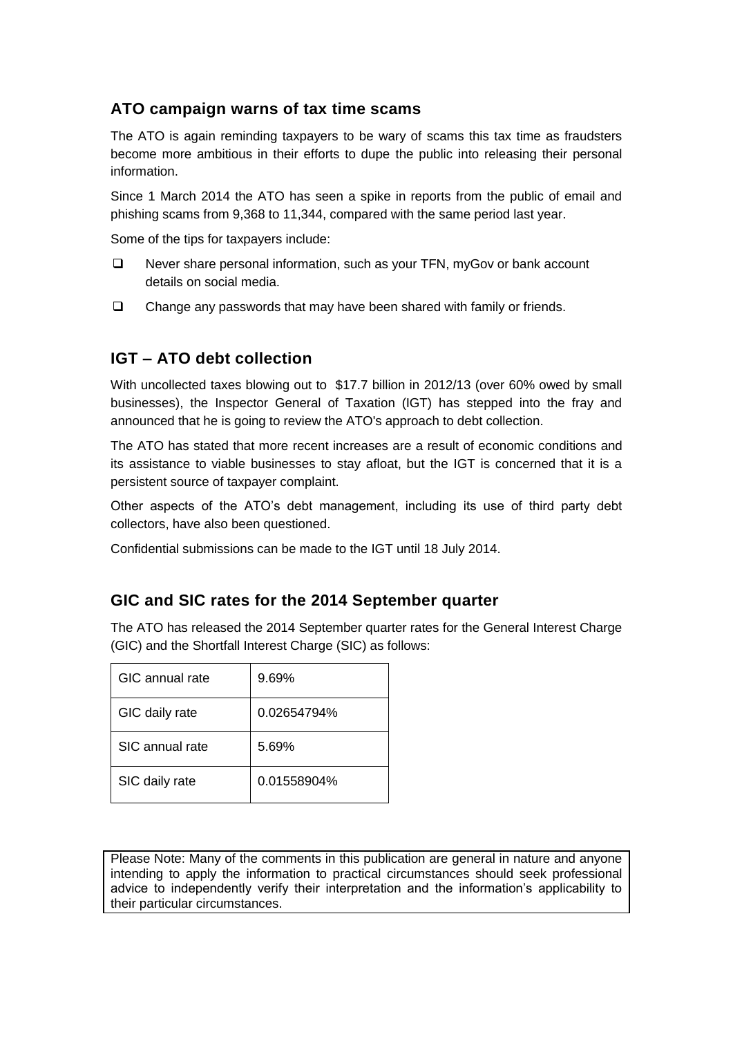## ATO campaign warns of tax time scams

The ATO is again reminding taxpayers to be wary of scams this tax time as fraudsters become more ambitious in their efforts to dupe the public into releasing their personal information.

Since 1 March 2014 the ATO has seen a spike in reports from the public of email and phishing scams from 9,368 to 11,344, compared with the same period last year.

Some of the tips for taxpayers include:

- Never share personal information, such as your TFN, myGov or bank account details on social media.
- Change any passwords that may have been shared with family or friends.

## IGT – ATO debt collection

With uncollected taxes blowing out to $17.7 billion in 2012/13 (over 60% owed by small businesses), the Inspector General of Taxation (IGT) has stepped into the fray and announced that he is going to review the ATO's approach to debt collection.

The ATO has stated that more recent increases are a result of economic conditions and its assistance to viable businesses to stay afloat, but the IGT is concerned that it is a persistent source of taxpayer complaint.

Other aspects of the ATO's debt management, including its use of third party debt collectors, have also been questioned.

Confidential submissions can be made to the IGT until 18 July 2014.

## GIC and SIC rates for the 2014 September quarter

The ATO has released the 2014 September quarter rates for the General Interest Charge (GIC) and the Shortfall Interest Charge (SIC) as follows:

| | |
|---|---|
| GIC annual rate | 9.69% |
| GIC daily rate | 0.02654794% |
| SIC annual rate | 5.69% |
| SIC daily rate | 0.01558904% |

Please Note: Many of the comments in this publication are general in nature and anyone intending to apply the information to practical circumstances should seek professional advice to independently verify their interpretation and the information's applicability to their particular circumstances.